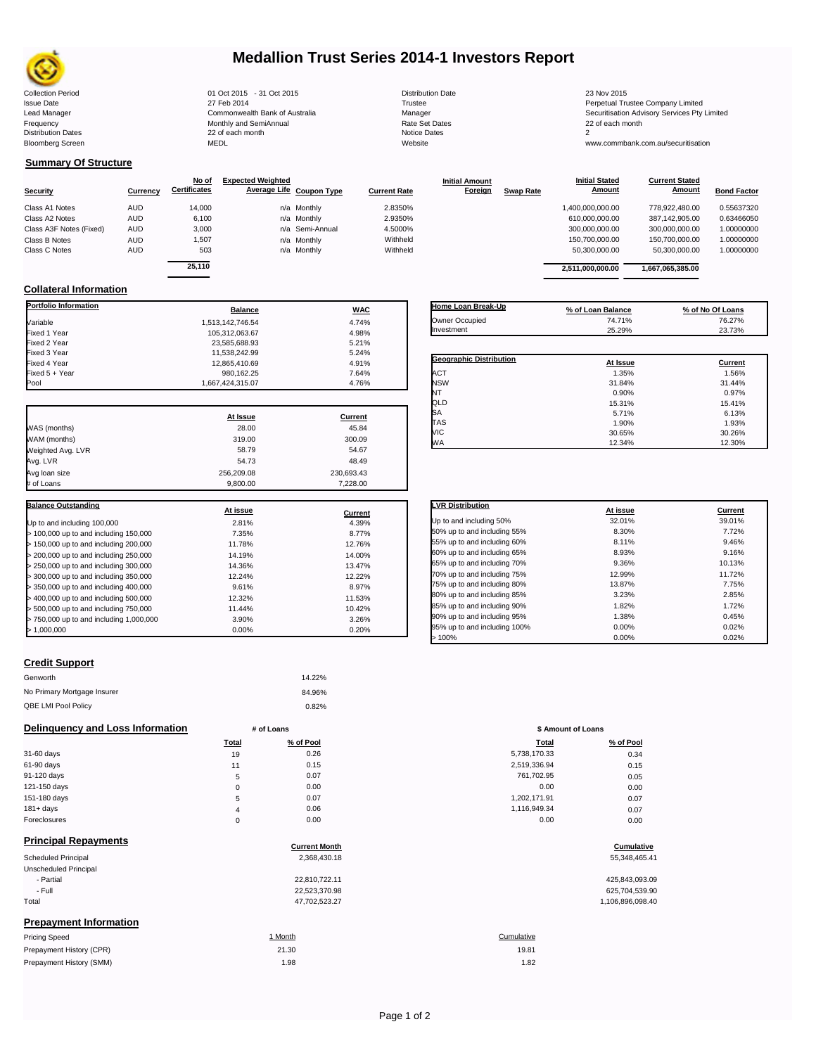# Medallion Trust Series 2014-1 Investors Report

| | | | |
|---|---|---|---|
| Collection Period | 01 Oct 2015 - 31 Oct 2015 | Distribution Date | 23 Nov 2015 |
| Issue Date | 27 Feb 2014 | Trustee | Perpetual Trustee Company Limited |
| Lead Manager | Commonwealth Bank of Australia | Manager | Securitisation Advisory Services Pty Limited |
| Frequency | Monthly and SemiAnnual | Rate Set Dates | 22 of each month |
| Distribution Dates | 22 of each month | Notice Dates | 2 |
| Bloomberg Screen | MEDL | Website | www.commbank.com.au/securitisation |

## Summary Of Structure

| Security | Currency | No of Certificates | Expected Weighted Average Life | Coupon Type | Current Rate | Initial Amount Foreign | Swap Rate | Initial Stated Amount | Current Stated Amount | Bond Factor |
|---|---|---|---|---|---|---|---|---|---|---|
| Class A1 Notes | AUD | 14,000 | n/a | Monthly | 2.8350% | | | 1,400,000,000.00 | 778,922,480.00 | 0.55637320 |
| Class A2 Notes | AUD | 6,100 | n/a | Monthly | 2.9350% | | | 610,000,000.00 | 387,142,905.00 | 0.63466050 |
| Class A3F Notes (Fixed) | AUD | 3,000 | n/a | Semi-Annual | 4.5000% | | | 300,000,000.00 | 300,000,000.00 | 1.00000000 |
| Class B Notes | AUD | 1,507 | n/a | Monthly | Withheld | | | 150,700,000.00 | 150,700,000.00 | 1.00000000 |
| Class C Notes | AUD | 503 | n/a | Monthly | Withheld | | | 50,300,000.00 | 50,300,000.00 | 1.00000000 |
| | | 25,110 | | | | | | 2,511,000,000.00 | 1,667,065,385.00 | |

## Collateral Information

| Portfolio Information | Balance | WAC |
|---|---|---|
| Variable | 1,513,142,746.54 | 4.74% |
| Fixed 1 Year | 105,312,063.67 | 4.98% |
| Fixed 2 Year | 23,585,688.93 | 5.21% |
| Fixed 3 Year | 11,538,242.99 | 5.24% |
| Fixed 4 Year | 12,865,410.69 | 4.91% |
| Fixed 5 + Year | 980,162.25 | 7.64% |
| Pool | 1,667,424,315.07 | 4.76% |

| Home Loan Break-Up | % of Loan Balance | % of No Of Loans |
|---|---|---|
| Owner Occupied | 74.71% | 76.27% |
| Investment | 25.29% | 23.73% |

| Geographic Distribution | At Issue | Current |
|---|---|---|
| ACT | 1.35% | 1.56% |
| NSW | 31.84% | 31.44% |
| NT | 0.90% | 0.97% |
| QLD | 15.31% | 15.41% |
| SA | 5.71% | 6.13% |
| TAS | 1.90% | 1.93% |
| VIC | 30.65% | 30.26% |
| WA | 12.34% | 12.30% |

| | At Issue | Current |
|---|---|---|
| WAS (months) | 28.00 | 45.84 |
| WAM (months) | 319.00 | 300.09 |
| Weighted Avg. LVR | 58.79 | 54.67 |
| Avg. LVR | 54.73 | 48.49 |
| Avg loan size | 256,209.08 | 230,693.43 |
| # of Loans | 9,800.00 | 7,228.00 |

| Balance Outstanding | At issue | Current |
|---|---|---|
| Up to and including 100,000 | 2.81% | 4.39% |
| > 100,000 up to and including 150,000 | 7.35% | 8.77% |
| > 150,000 up to and including 200,000 | 11.78% | 12.76% |
| > 200,000 up to and including 250,000 | 14.19% | 14.00% |
| > 250,000 up to and including 300,000 | 14.36% | 13.47% |
| > 300,000 up to and including 350,000 | 12.24% | 12.22% |
| > 350,000 up to and including 400,000 | 9.61% | 8.97% |
| > 400,000 up to and including 500,000 | 12.32% | 11.53% |
| > 500,000 up to and including 750,000 | 11.44% | 10.42% |
| > 750,000 up to and including 1,000,000 | 3.90% | 3.26% |
| > 1,000,000 | 0.00% | 0.20% |

| LVR Distribution | At issue | Current |
|---|---|---|
| Up to and including 50% | 32.01% | 39.01% |
| 50% up to and including 55% | 8.30% | 7.72% |
| 55% up to and including 60% | 8.11% | 9.46% |
| 60% up to and including 65% | 8.93% | 9.16% |
| 65% up to and including 70% | 9.36% | 10.13% |
| 70% up to and including 75% | 12.99% | 11.72% |
| 75% up to and including 80% | 13.87% | 7.75% |
| 80% up to and including 85% | 3.23% | 2.85% |
| 85% up to and including 90% | 1.82% | 1.72% |
| 90% up to and including 95% | 1.38% | 0.45% |
| 95% up to and including 100% | 0.00% | 0.02% |
| > 100% | 0.00% | 0.02% |

## Credit Support

| | |
|---|---|
| Genworth | 14.22% |
| No Primary Mortgage Insurer | 84.96% |
| QBE LMI Pool Policy | 0.82% |

## Delinquency and Loss Information

| | # of Loans Total | # of Loans % of Pool | $ Amount of Loans Total | $ Amount of Loans % of Pool |
|---|---|---|---|---|
| 31-60 days | 19 | 0.26 | 5,738,170.33 | 0.34 |
| 61-90 days | 11 | 0.15 | 2,519,336.94 | 0.15 |
| 91-120 days | 5 | 0.07 | 761,702.95 | 0.05 |
| 121-150 days | 0 | 0.00 | 0.00 | 0.00 |
| 151-180 days | 5 | 0.07 | 1,202,171.91 | 0.07 |
| 181+ days | 4 | 0.06 | 1,116,949.34 | 0.07 |
| Foreclosures | 0 | 0.00 | 0.00 | 0.00 |

## Principal Repayments

| | Current Month | Cumulative |
|---|---|---|
| Scheduled Principal | 2,368,430.18 | 55,348,465.41 |
| Unscheduled Principal | | |
| - Partial | 22,810,722.11 | 425,843,093.09 |
| - Full | 22,523,370.98 | 625,704,539.90 |
| Total | 47,702,523.27 | 1,106,896,098.40 |

## Prepayment Information

| Pricing Speed | 1 Month | Cumulative |
|---|---|---|
| Prepayment History (CPR) | 21.30 | 19.81 |
| Prepayment History (SMM) | 1.98 | 1.82 |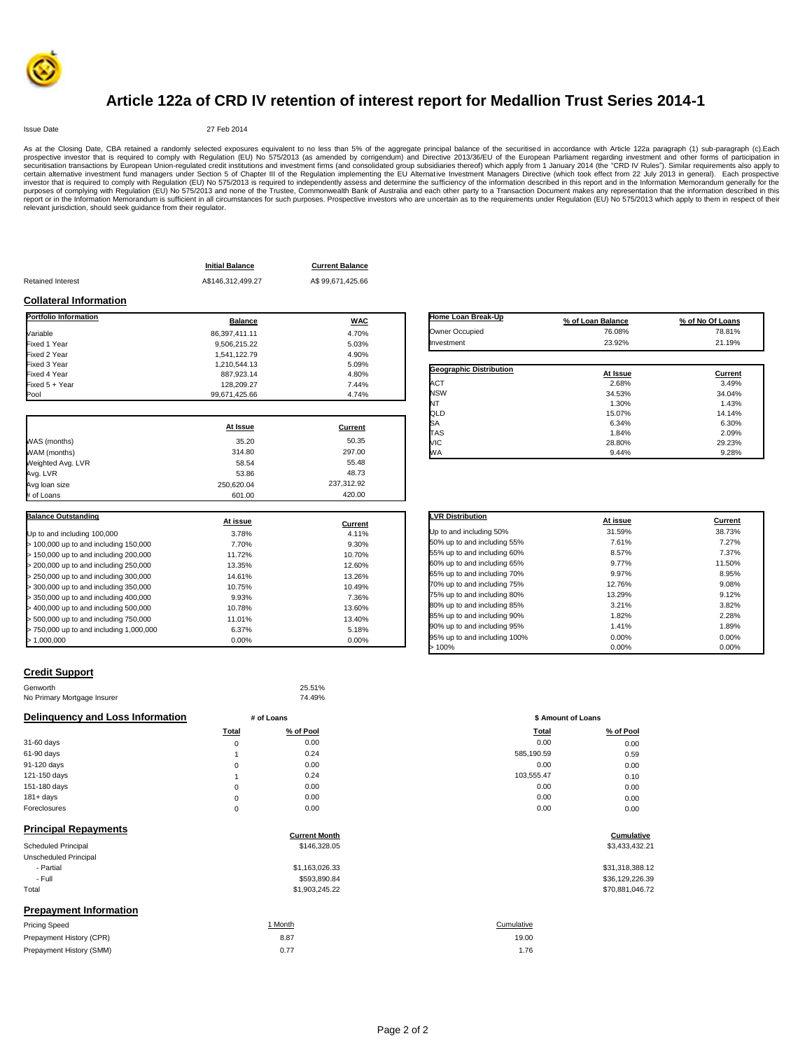# Article 122a of CRD IV retention of interest report for Medallion Trust Series 2014-1

Issue Date 27 Feb 2014

As at the Closing Date, CBA retained a randomly selected exposures equivalent to no less than 5% of the aggregate principal balance of the securitised in accordance with Article 122a paragraph (1) sub-paragraph (c).Each prospective investor that is required to comply with Regulation (EU) No 575/2013 (as amended by corrigendum) and Directive 2013/36/EU of the European Parliament regarding investment and other forms of participation in securitisation transactions by European Union-regulated credit institutions and investment firms (and consolidated group subsidiaries thereof) which apply from 1 January 2014 (the "CRD IV Rules"). Similar requirements also apply to certain alternative investment fund managers under Section 5 of Chapter III of the Regulation implementing the EU Alternative Investment Managers Directive (which took effect from 22 July 2013 in general). Each prospective investor that is required to comply with Regulation (EU) No 575/2013 is required to independently assess and determine the sufficiency of the information described in this report and in the Information Memorandum generally for the purposes of complying with Regulation (EU) No 575/2013 and none of the Trustee, Commonwealth Bank of Australia and each other party to a Transaction Document makes any representation that the information described in this report or in the Information Memorandum is sufficient in all circumstances for such purposes. Prospective investors who are uncertain as to the requirements under Regulation (EU) No 575/2013 which apply to them in respect of their relevant jurisdiction, should seek guidance from their regulator.

| | Initial Balance | Current Balance |
|---|---|---|
| Retained Interest | A$146,312,499.27 | A$ 99,671,425.66 |

## Collateral Information

| Portfolio Information | Balance | WAC |
|---|---|---|
| Variable | 86,397,411.11 | 4.70% |
| Fixed 1 Year | 9,506,215.22 | 5.03% |
| Fixed 2 Year | 1,541,122.79 | 4.90% |
| Fixed 3 Year | 1,210,544.13 | 5.09% |
| Fixed 4 Year | 887,923.14 | 4.80% |
| Fixed 5 + Year | 128,209.27 | 7.44% |
| Pool | 99,671,425.66 | 4.74% |

| | At Issue | Current |
|---|---|---|
| WAS (months) | 35.20 | 50.35 |
| WAM (months) | 314.80 | 297.00 |
| Weighted Avg. LVR | 58.54 | 55.48 |
| Avg. LVR | 53.86 | 48.73 |
| Avg loan size | 250,620.04 | 237,312.92 |
| # of Loans | 601.00 | 420.00 |

| Balance Outstanding | At issue | Current |
|---|---|---|
| Up to and including 100,000 | 3.78% | 4.11% |
| > 100,000 up to and including 150,000 | 7.70% | 9.30% |
| > 150,000 up to and including 200,000 | 11.72% | 10.70% |
| > 200,000 up to and including 250,000 | 13.35% | 12.60% |
| > 250,000 up to and including 300,000 | 14.61% | 13.26% |
| > 300,000 up to and including 350,000 | 10.75% | 10.49% |
| > 350,000 up to and including 400,000 | 9.93% | 7.36% |
| > 400,000 up to and including 500,000 | 10.78% | 13.60% |
| > 500,000 up to and including 750,000 | 11.01% | 13.40% |
| > 750,000 up to and including 1,000,000 | 6.37% | 5.18% |
| > 1,000,000 | 0.00% | 0.00% |

| Home Loan Break-Up | % of Loan Balance | % of No Of Loans |
|---|---|---|
| Owner Occupied | 76.08% | 78.81% |
| Investment | 23.92% | 21.19% |

| Geographic Distribution | At Issue | Current |
|---|---|---|
| ACT | 2.68% | 3.49% |
| NSW | 34.53% | 34.04% |
| NT | 1.30% | 1.43% |
| QLD | 15.07% | 14.14% |
| SA | 6.34% | 6.30% |
| TAS | 1.84% | 2.09% |
| VIC | 28.80% | 29.23% |
| WA | 9.44% | 9.28% |

| LVR Distribution | At issue | Current |
|---|---|---|
| Up to and including 50% | 31.59% | 38.73% |
| 50% up to and including 55% | 7.61% | 7.27% |
| 55% up to and including 60% | 8.57% | 7.37% |
| 60% up to and including 65% | 9.77% | 11.50% |
| 65% up to and including 70% | 9.97% | 8.95% |
| 70% up to and including 75% | 12.76% | 9.08% |
| 75% up to and including 80% | 13.29% | 9.12% |
| 80% up to and including 85% | 3.21% | 3.82% |
| 85% up to and including 90% | 1.82% | 2.28% |
| 90% up to and including 95% | 1.41% | 1.89% |
| 95% up to and including 100% | 0.00% | 0.00% |
| > 100% | 0.00% | 0.00% |

## Credit Support

| | |
|---|---|
| Genworth | 25.51% |
| No Primary Mortgage Insurer | 74.49% |

## Delinquency and Loss Information

| | # of Loans | | $ Amount of Loans | |
|---|---|---|---|---|
| | Total | % of Pool | Total | % of Pool |
| 31-60 days | 0 | 0.00 | 0.00 | 0.00 |
| 61-90 days | 1 | 0.24 | 585,190.59 | 0.59 |
| 91-120 days | 0 | 0.00 | 0.00 | 0.00 |
| 121-150 days | 1 | 0.24 | 103,555.47 | 0.10 |
| 151-180 days | 0 | 0.00 | 0.00 | 0.00 |
| 181+ days | 0 | 0.00 | 0.00 | 0.00 |
| Foreclosures | 0 | 0.00 | 0.00 | 0.00 |

## Principal Repayments

| | Current Month | Cumulative |
|---|---|---|
| Scheduled Principal | $146,328.05 | $3,433,432.21 |
| Unscheduled Principal | | |
| - Partial | $1,163,026.33 | $31,318,388.12 |
| - Full | $593,890.84 | $36,129,226.39 |
| Total | $1,903,245.22 | $70,881,046.72 |

## Prepayment Information

| Pricing Speed | 1 Month | Cumulative |
|---|---|---|
| Prepayment History (CPR) | 8.87 | 19.00 |
| Prepayment History (SMM) | 0.77 | 1.76 |